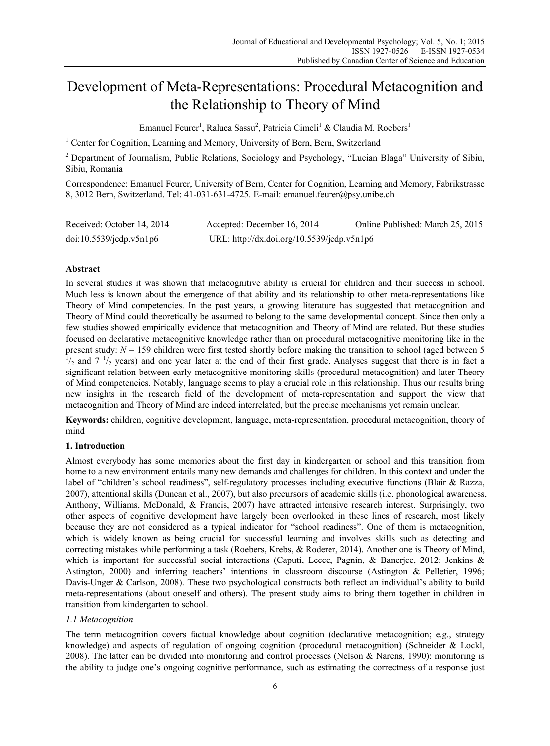# Development of Meta-Representations: Procedural Metacognition and the Relationship to Theory of Mind

Emanuel Feurer[1], Raluca Sassu[2], Patricia Cimeli[1] & Claudia M. Roebers[1]

[1] Center for Cognition, Learning and Memory, University of Bern, Bern, Switzerland

[2] Department of Journalism, Public Relations, Sociology and Psychology, "Lucian Blaga" University of Sibiu, Sibiu, Romania

Correspondence: Emanuel Feurer, University of Bern, Center for Cognition, Learning and Memory, Fabrikstrasse 8, 3012 Bern, Switzerland. Tel: 41-031-631-4725. E-mail: emanuel.feurer@psy.unibe.ch

Received: October 14, 2014 Accepted: December 16, 2014 Online Published: March 25, 2015

doi:10.5539/jedp.v5n1p6 URL: http://dx.doi.org/10.5539/jedp.v5n1p6

## Abstract

In several studies it was shown that metacognitive ability is crucial for children and their success in school. Much less is known about the emergence of that ability and its relationship to other meta-representations like Theory of Mind competencies. In the past years, a growing literature has suggested that metacognition and Theory of Mind could theoretically be assumed to belong to the same developmental concept. Since then only a few studies showed empirically evidence that metacognition and Theory of Mind are related. But these studies focused on declarative metacognitive knowledge rather than on procedural metacognitive monitoring like in the present study: *N* = 159 children were first tested shortly before making the transition to school (aged between 5 $^1/_2$ and 7 $^1/_2$ years) and one year later at the end of their first grade. Analyses suggest that there is in fact a significant relation between early metacognitive monitoring skills (procedural metacognition) and later Theory of Mind competencies. Notably, language seems to play a crucial role in this relationship. Thus our results bring new insights in the research field of the development of meta-representation and support the view that metacognition and Theory of Mind are indeed interrelated, but the precise mechanisms yet remain unclear.

**Keywords:** children, cognitive development, language, meta-representation, procedural metacognition, theory of mind

## 1. Introduction

Almost everybody has some memories about the first day in kindergarten or school and this transition from home to a new environment entails many new demands and challenges for children. In this context and under the label of "children's school readiness", self-regulatory processes including executive functions (Blair & Razza, 2007), attentional skills (Duncan et al., 2007), but also precursors of academic skills (i.e. phonological awareness, Anthony, Williams, McDonald, & Francis, 2007) have attracted intensive research interest. Surprisingly, two other aspects of cognitive development have largely been overlooked in these lines of research, most likely because they are not considered as a typical indicator for "school readiness". One of them is metacognition, which is widely known as being crucial for successful learning and involves skills such as detecting and correcting mistakes while performing a task (Roebers, Krebs, & Roderer, 2014). Another one is Theory of Mind, which is important for successful social interactions (Caputi, Lecce, Pagnin, & Banerjee, 2012; Jenkins & Astington, 2000) and inferring teachers' intentions in classroom discourse (Astington & Pelletier, 1996; Davis-Unger & Carlson, 2008). These two psychological constructs both reflect an individual's ability to build meta-representations (about oneself and others). The present study aims to bring them together in children in transition from kindergarten to school.

### *1.1 Metacognition*

The term metacognition covers factual knowledge about cognition (declarative metacognition; e.g., strategy knowledge) and aspects of regulation of ongoing cognition (procedural metacognition) (Schneider & Lockl, 2008). The latter can be divided into monitoring and control processes (Nelson & Narens, 1990): monitoring is the ability to judge one's ongoing cognitive performance, such as estimating the correctness of a response just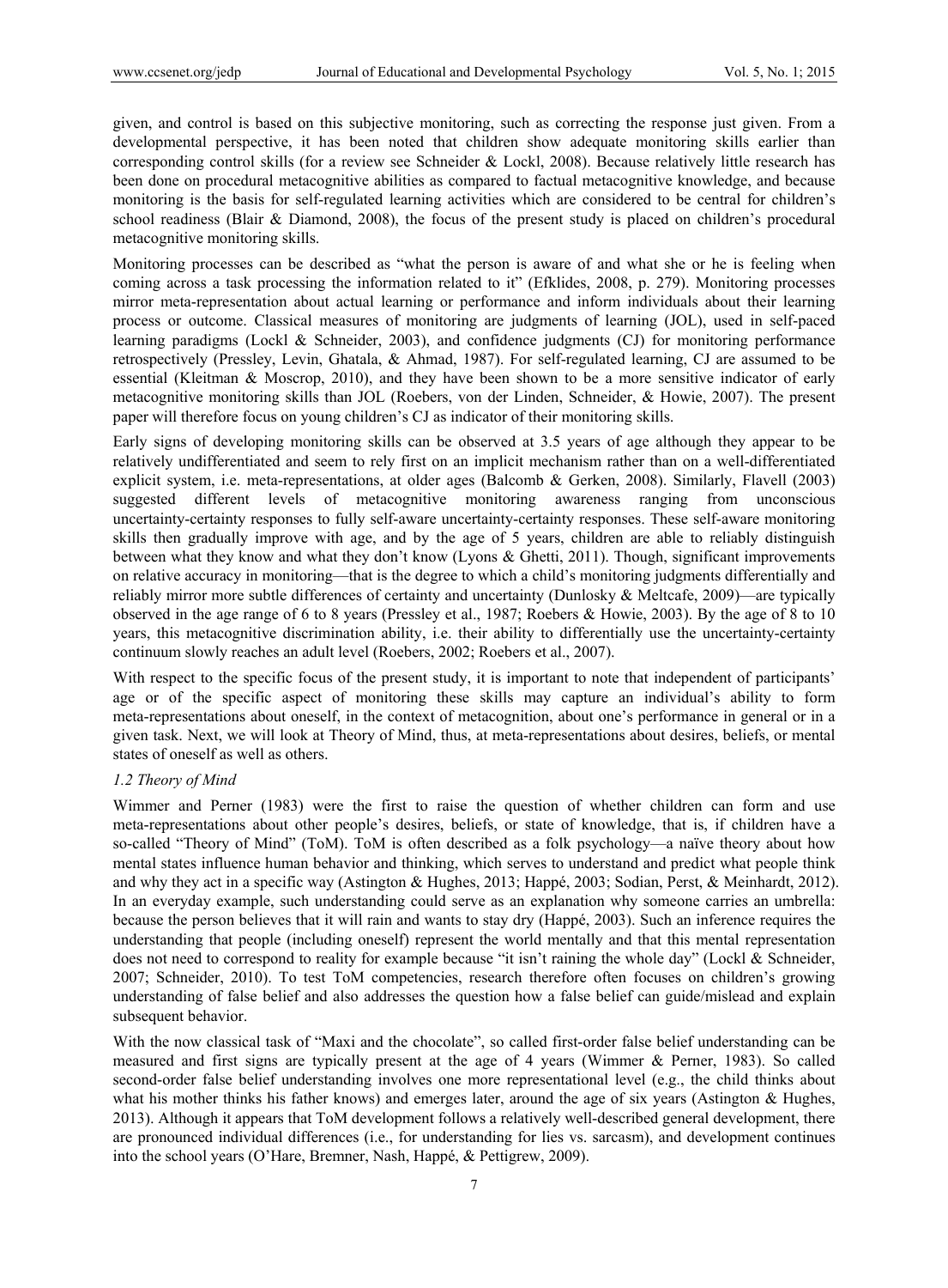given, and control is based on this subjective monitoring, such as correcting the response just given. From a developmental perspective, it has been noted that children show adequate monitoring skills earlier than corresponding control skills (for a review see Schneider & Lockl, 2008). Because relatively little research has been done on procedural metacognitive abilities as compared to factual metacognitive knowledge, and because monitoring is the basis for self-regulated learning activities which are considered to be central for children's school readiness (Blair & Diamond, 2008), the focus of the present study is placed on children's procedural metacognitive monitoring skills.

Monitoring processes can be described as "what the person is aware of and what she or he is feeling when coming across a task processing the information related to it" (Efklides, 2008, p. 279). Monitoring processes mirror meta-representation about actual learning or performance and inform individuals about their learning process or outcome. Classical measures of monitoring are judgments of learning (JOL), used in self-paced learning paradigms (Lockl & Schneider, 2003), and confidence judgments (CJ) for monitoring performance retrospectively (Pressley, Levin, Ghatala, & Ahmad, 1987). For self-regulated learning, CJ are assumed to be essential (Kleitman & Moscrop, 2010), and they have been shown to be a more sensitive indicator of early metacognitive monitoring skills than JOL (Roebers, von der Linden, Schneider, & Howie, 2007). The present paper will therefore focus on young children's CJ as indicator of their monitoring skills.

Early signs of developing monitoring skills can be observed at 3.5 years of age although they appear to be relatively undifferentiated and seem to rely first on an implicit mechanism rather than on a well-differentiated explicit system, i.e. meta-representations, at older ages (Balcomb & Gerken, 2008). Similarly, Flavell (2003) suggested different levels of metacognitive monitoring awareness ranging from unconscious uncertainty-certainty responses to fully self-aware uncertainty-certainty responses. These self-aware monitoring skills then gradually improve with age, and by the age of 5 years, children are able to reliably distinguish between what they know and what they don't know (Lyons & Ghetti, 2011). Though, significant improvements on relative accuracy in monitoring—that is the degree to which a child's monitoring judgments differentially and reliably mirror more subtle differences of certainty and uncertainty (Dunlosky & Meltcafe, 2009)—are typically observed in the age range of 6 to 8 years (Pressley et al., 1987; Roebers & Howie, 2003). By the age of 8 to 10 years, this metacognitive discrimination ability, i.e. their ability to differentially use the uncertainty-certainty continuum slowly reaches an adult level (Roebers, 2002; Roebers et al., 2007).

With respect to the specific focus of the present study, it is important to note that independent of participants' age or of the specific aspect of monitoring these skills may capture an individual's ability to form meta-representations about oneself, in the context of metacognition, about one's performance in general or in a given task. Next, we will look at Theory of Mind, thus, at meta-representations about desires, beliefs, or mental states of oneself as well as others.

### *1.2 Theory of Mind*

Wimmer and Perner (1983) were the first to raise the question of whether children can form and use meta-representations about other people's desires, beliefs, or state of knowledge, that is, if children have a so-called "Theory of Mind" (ToM). ToM is often described as a folk psychology—a naïve theory about how mental states influence human behavior and thinking, which serves to understand and predict what people think and why they act in a specific way (Astington & Hughes, 2013; Happé, 2003; Sodian, Perst, & Meinhardt, 2012). In an everyday example, such understanding could serve as an explanation why someone carries an umbrella: because the person believes that it will rain and wants to stay dry (Happé, 2003). Such an inference requires the understanding that people (including oneself) represent the world mentally and that this mental representation does not need to correspond to reality for example because "it isn't raining the whole day" (Lockl & Schneider, 2007; Schneider, 2010). To test ToM competencies, research therefore often focuses on children's growing understanding of false belief and also addresses the question how a false belief can guide/mislead and explain subsequent behavior.

With the now classical task of "Maxi and the chocolate", so called first-order false belief understanding can be measured and first signs are typically present at the age of 4 years (Wimmer & Perner, 1983). So called second-order false belief understanding involves one more representational level (e.g., the child thinks about what his mother thinks his father knows) and emerges later, around the age of six years (Astington & Hughes, 2013). Although it appears that ToM development follows a relatively well-described general development, there are pronounced individual differences (i.e., for understanding for lies vs. sarcasm), and development continues into the school years (O'Hare, Bremner, Nash, Happé, & Pettigrew, 2009).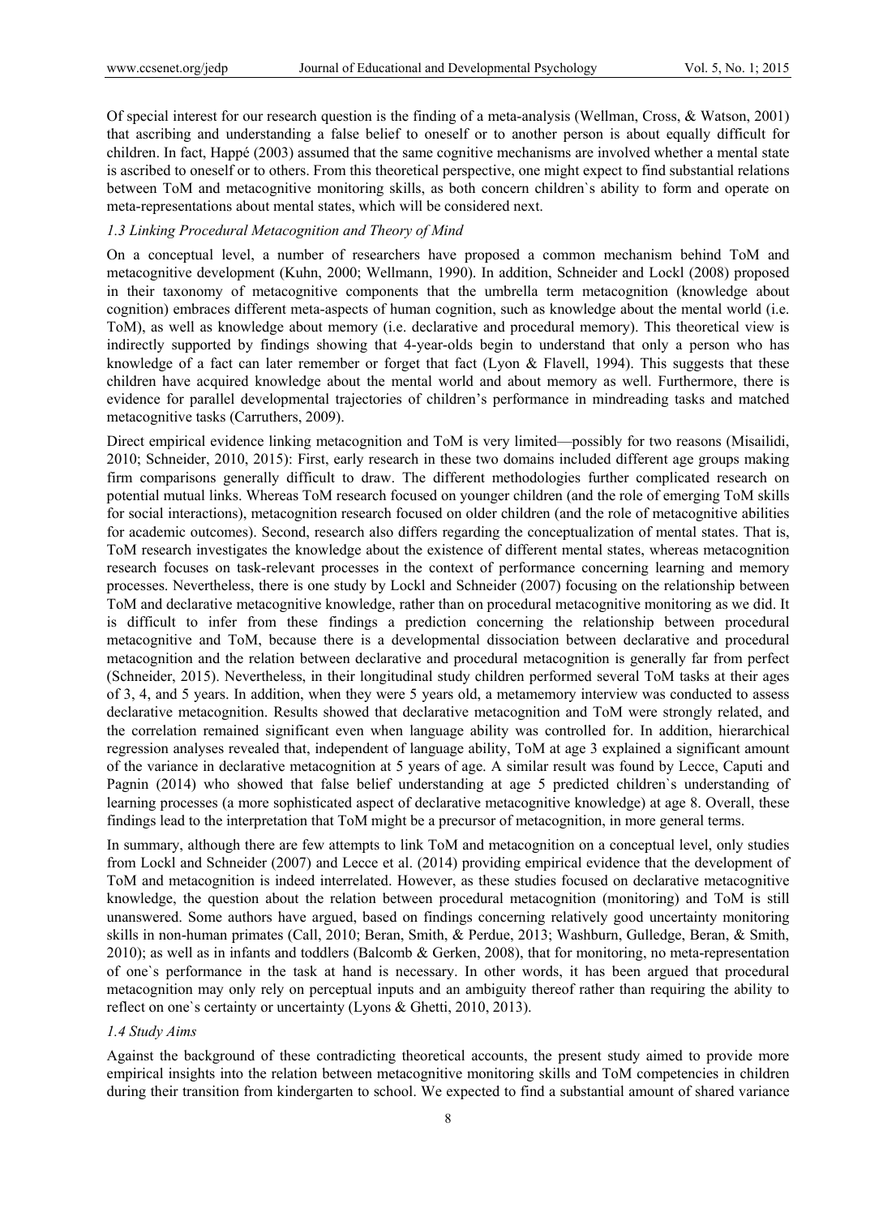Of special interest for our research question is the finding of a meta-analysis (Wellman, Cross, & Watson, 2001) that ascribing and understanding a false belief to oneself or to another person is about equally difficult for children. In fact, Happé (2003) assumed that the same cognitive mechanisms are involved whether a mental state is ascribed to oneself or to others. From this theoretical perspective, one might expect to find substantial relations between ToM and metacognitive monitoring skills, as both concern children`s ability to form and operate on meta-representations about mental states, which will be considered next.

### *1.3 Linking Procedural Metacognition and Theory of Mind*

On a conceptual level, a number of researchers have proposed a common mechanism behind ToM and metacognitive development (Kuhn, 2000; Wellmann, 1990). In addition, Schneider and Lockl (2008) proposed in their taxonomy of metacognitive components that the umbrella term metacognition (knowledge about cognition) embraces different meta-aspects of human cognition, such as knowledge about the mental world (i.e. ToM), as well as knowledge about memory (i.e. declarative and procedural memory). This theoretical view is indirectly supported by findings showing that 4-year-olds begin to understand that only a person who has knowledge of a fact can later remember or forget that fact (Lyon & Flavell, 1994). This suggests that these children have acquired knowledge about the mental world and about memory as well. Furthermore, there is evidence for parallel developmental trajectories of children's performance in mindreading tasks and matched metacognitive tasks (Carruthers, 2009).

Direct empirical evidence linking metacognition and ToM is very limited—possibly for two reasons (Misailidi, 2010; Schneider, 2010, 2015): First, early research in these two domains included different age groups making firm comparisons generally difficult to draw. The different methodologies further complicated research on potential mutual links. Whereas ToM research focused on younger children (and the role of emerging ToM skills for social interactions), metacognition research focused on older children (and the role of metacognitive abilities for academic outcomes). Second, research also differs regarding the conceptualization of mental states. That is, ToM research investigates the knowledge about the existence of different mental states, whereas metacognition research focuses on task-relevant processes in the context of performance concerning learning and memory processes. Nevertheless, there is one study by Lockl and Schneider (2007) focusing on the relationship between ToM and declarative metacognitive knowledge, rather than on procedural metacognitive monitoring as we did. It is difficult to infer from these findings a prediction concerning the relationship between procedural metacognitive and ToM, because there is a developmental dissociation between declarative and procedural metacognition and the relation between declarative and procedural metacognition is generally far from perfect (Schneider, 2015). Nevertheless, in their longitudinal study children performed several ToM tasks at their ages of 3, 4, and 5 years. In addition, when they were 5 years old, a metamemory interview was conducted to assess declarative metacognition. Results showed that declarative metacognition and ToM were strongly related, and the correlation remained significant even when language ability was controlled for. In addition, hierarchical regression analyses revealed that, independent of language ability, ToM at age 3 explained a significant amount of the variance in declarative metacognition at 5 years of age. A similar result was found by Lecce, Caputi and Pagnin (2014) who showed that false belief understanding at age 5 predicted children`s understanding of learning processes (a more sophisticated aspect of declarative metacognitive knowledge) at age 8. Overall, these findings lead to the interpretation that ToM might be a precursor of metacognition, in more general terms.

In summary, although there are few attempts to link ToM and metacognition on a conceptual level, only studies from Lockl and Schneider (2007) and Lecce et al. (2014) providing empirical evidence that the development of ToM and metacognition is indeed interrelated. However, as these studies focused on declarative metacognitive knowledge, the question about the relation between procedural metacognition (monitoring) and ToM is still unanswered. Some authors have argued, based on findings concerning relatively good uncertainty monitoring skills in non-human primates (Call, 2010; Beran, Smith, & Perdue, 2013; Washburn, Gulledge, Beran, & Smith, 2010); as well as in infants and toddlers (Balcomb & Gerken, 2008), that for monitoring, no meta-representation of one`s performance in the task at hand is necessary. In other words, it has been argued that procedural metacognition may only rely on perceptual inputs and an ambiguity thereof rather than requiring the ability to reflect on one`s certainty or uncertainty (Lyons & Ghetti, 2010, 2013).

### *1.4 Study Aims*

Against the background of these contradicting theoretical accounts, the present study aimed to provide more empirical insights into the relation between metacognitive monitoring skills and ToM competencies in children during their transition from kindergarten to school. We expected to find a substantial amount of shared variance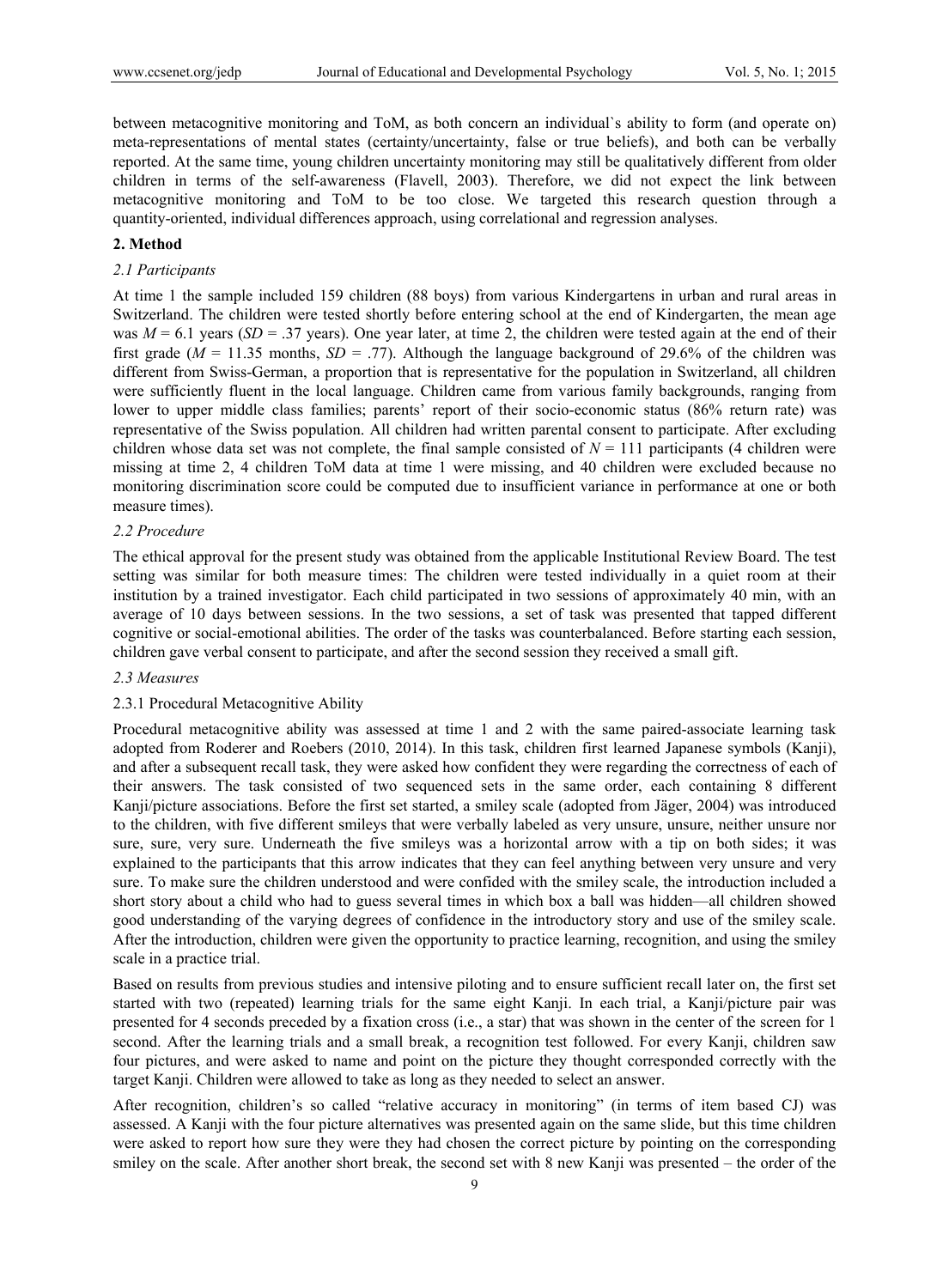between metacognitive monitoring and ToM, as both concern an individual`s ability to form (and operate on) meta-representations of mental states (certainty/uncertainty, false or true beliefs), and both can be verbally reported. At the same time, young children uncertainty monitoring may still be qualitatively different from older children in terms of the self-awareness (Flavell, 2003). Therefore, we did not expect the link between metacognitive monitoring and ToM to be too close. We targeted this research question through a quantity-oriented, individual differences approach, using correlational and regression analyses.

## 2. Method

### *2.1 Participants*

At time 1 the sample included 159 children (88 boys) from various Kindergartens in urban and rural areas in Switzerland. The children were tested shortly before entering school at the end of Kindergarten, the mean age was $M$ = 6.1 years ($SD$ = .37 years). One year later, at time 2, the children were tested again at the end of their first grade ($M$ = 11.35 months, $SD$ = .77). Although the language background of 29.6% of the children was different from Swiss-German, a proportion that is representative for the population in Switzerland, all children were sufficiently fluent in the local language. Children came from various family backgrounds, ranging from lower to upper middle class families; parents' report of their socio-economic status (86% return rate) was representative of the Swiss population. All children had written parental consent to participate. After excluding children whose data set was not complete, the final sample consisted of $N$ = 111 participants (4 children were missing at time 2, 4 children ToM data at time 1 were missing, and 40 children were excluded because no monitoring discrimination score could be computed due to insufficient variance in performance at one or both measure times).

### *2.2 Procedure*

The ethical approval for the present study was obtained from the applicable Institutional Review Board. The test setting was similar for both measure times: The children were tested individually in a quiet room at their institution by a trained investigator. Each child participated in two sessions of approximately 40 min, with an average of 10 days between sessions. In the two sessions, a set of task was presented that tapped different cognitive or social-emotional abilities. The order of the tasks was counterbalanced. Before starting each session, children gave verbal consent to participate, and after the second session they received a small gift.

### *2.3 Measures*

#### 2.3.1 Procedural Metacognitive Ability

Procedural metacognitive ability was assessed at time 1 and 2 with the same paired-associate learning task adopted from Roderer and Roebers (2010, 2014). In this task, children first learned Japanese symbols (Kanji), and after a subsequent recall task, they were asked how confident they were regarding the correctness of each of their answers. The task consisted of two sequenced sets in the same order, each containing 8 different Kanji/picture associations. Before the first set started, a smiley scale (adopted from Jäger, 2004) was introduced to the children, with five different smileys that were verbally labeled as very unsure, unsure, neither unsure nor sure, sure, very sure. Underneath the five smileys was a horizontal arrow with a tip on both sides; it was explained to the participants that this arrow indicates that they can feel anything between very unsure and very sure. To make sure the children understood and were confided with the smiley scale, the introduction included a short story about a child who had to guess several times in which box a ball was hidden—all children showed good understanding of the varying degrees of confidence in the introductory story and use of the smiley scale. After the introduction, children were given the opportunity to practice learning, recognition, and using the smiley scale in a practice trial.

Based on results from previous studies and intensive piloting and to ensure sufficient recall later on, the first set started with two (repeated) learning trials for the same eight Kanji. In each trial, a Kanji/picture pair was presented for 4 seconds preceded by a fixation cross (i.e., a star) that was shown in the center of the screen for 1 second. After the learning trials and a small break, a recognition test followed. For every Kanji, children saw four pictures, and were asked to name and point on the picture they thought corresponded correctly with the target Kanji. Children were allowed to take as long as they needed to select an answer.

After recognition, children's so called "relative accuracy in monitoring" (in terms of item based CJ) was assessed. A Kanji with the four picture alternatives was presented again on the same slide, but this time children were asked to report how sure they were they had chosen the correct picture by pointing on the corresponding smiley on the scale. After another short break, the second set with 8 new Kanji was presented – the order of the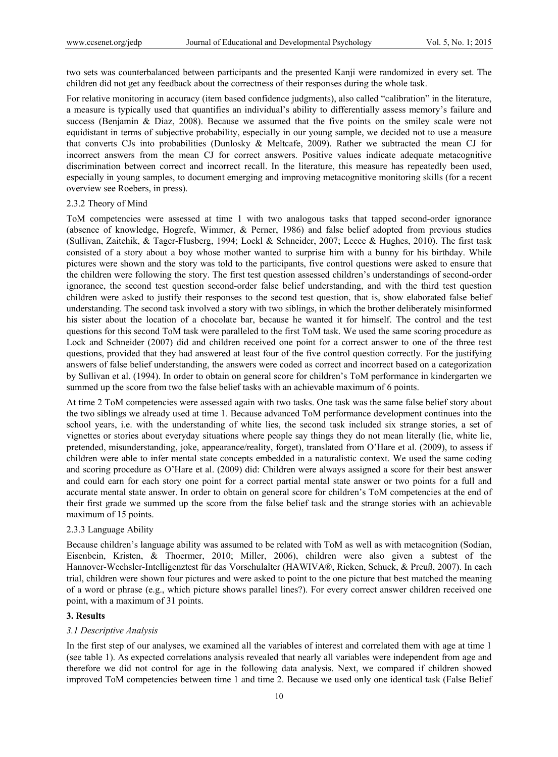two sets was counterbalanced between participants and the presented Kanji were randomized in every set. The children did not get any feedback about the correctness of their responses during the whole task.

For relative monitoring in accuracy (item based confidence judgments), also called "calibration" in the literature, a measure is typically used that quantifies an individual's ability to differentially assess memory's failure and success (Benjamin & Diaz, 2008). Because we assumed that the five points on the smiley scale were not equidistant in terms of subjective probability, especially in our young sample, we decided not to use a measure that converts CJs into probabilities (Dunlosky & Meltcafe, 2009). Rather we subtracted the mean CJ for incorrect answers from the mean CJ for correct answers. Positive values indicate adequate metacognitive discrimination between correct and incorrect recall. In the literature, this measure has repeatedly been used, especially in young samples, to document emerging and improving metacognitive monitoring skills (for a recent overview see Roebers, in press).

2.3.2 Theory of Mind

ToM competencies were assessed at time 1 with two analogous tasks that tapped second-order ignorance (absence of knowledge, Hogrefe, Wimmer, & Perner, 1986) and false belief adopted from previous studies (Sullivan, Zaitchik, & Tager-Flusberg, 1994; Lockl & Schneider, 2007; Lecce & Hughes, 2010). The first task consisted of a story about a boy whose mother wanted to surprise him with a bunny for his birthday. While pictures were shown and the story was told to the participants, five control questions were asked to ensure that the children were following the story. The first test question assessed children's understandings of second-order ignorance, the second test question second-order false belief understanding, and with the third test question children were asked to justify their responses to the second test question, that is, show elaborated false belief understanding. The second task involved a story with two siblings, in which the brother deliberately misinformed his sister about the location of a chocolate bar, because he wanted it for himself. The control and the test questions for this second ToM task were paralleled to the first ToM task. We used the same scoring procedure as Lock and Schneider (2007) did and children received one point for a correct answer to one of the three test questions, provided that they had answered at least four of the five control question correctly. For the justifying answers of false belief understanding, the answers were coded as correct and incorrect based on a categorization by Sullivan et al. (1994). In order to obtain on general score for children's ToM performance in kindergarten we summed up the score from two the false belief tasks with an achievable maximum of 6 points.

At time 2 ToM competencies were assessed again with two tasks. One task was the same false belief story about the two siblings we already used at time 1. Because advanced ToM performance development continues into the school years, i.e. with the understanding of white lies, the second task included six strange stories, a set of vignettes or stories about everyday situations where people say things they do not mean literally (lie, white lie, pretended, misunderstanding, joke, appearance/reality, forget), translated from O'Hare et al. (2009), to assess if children were able to infer mental state concepts embedded in a naturalistic context. We used the same coding and scoring procedure as O'Hare et al. (2009) did: Children were always assigned a score for their best answer and could earn for each story one point for a correct partial mental state answer or two points for a full and accurate mental state answer. In order to obtain on general score for children's ToM competencies at the end of their first grade we summed up the score from the false belief task and the strange stories with an achievable maximum of 15 points.

2.3.3 Language Ability

Because children's language ability was assumed to be related with ToM as well as with metacognition (Sodian, Eisenbein, Kristen, & Thoermer, 2010; Miller, 2006), children were also given a subtest of the Hannover-Wechsler-Intelligenztest für das Vorschulalter (HAWIVA®, Ricken, Schuck, & Preuß, 2007). In each trial, children were shown four pictures and were asked to point to the one picture that best matched the meaning of a word or phrase (e.g., which picture shows parallel lines?). For every correct answer children received one point, with a maximum of 31 points.

## 3. Results

### *3.1 Descriptive Analysis*

In the first step of our analyses, we examined all the variables of interest and correlated them with age at time 1 (see table 1). As expected correlations analysis revealed that nearly all variables were independent from age and therefore we did not control for age in the following data analysis. Next, we compared if children showed improved ToM competencies between time 1 and time 2. Because we used only one identical task (False Belief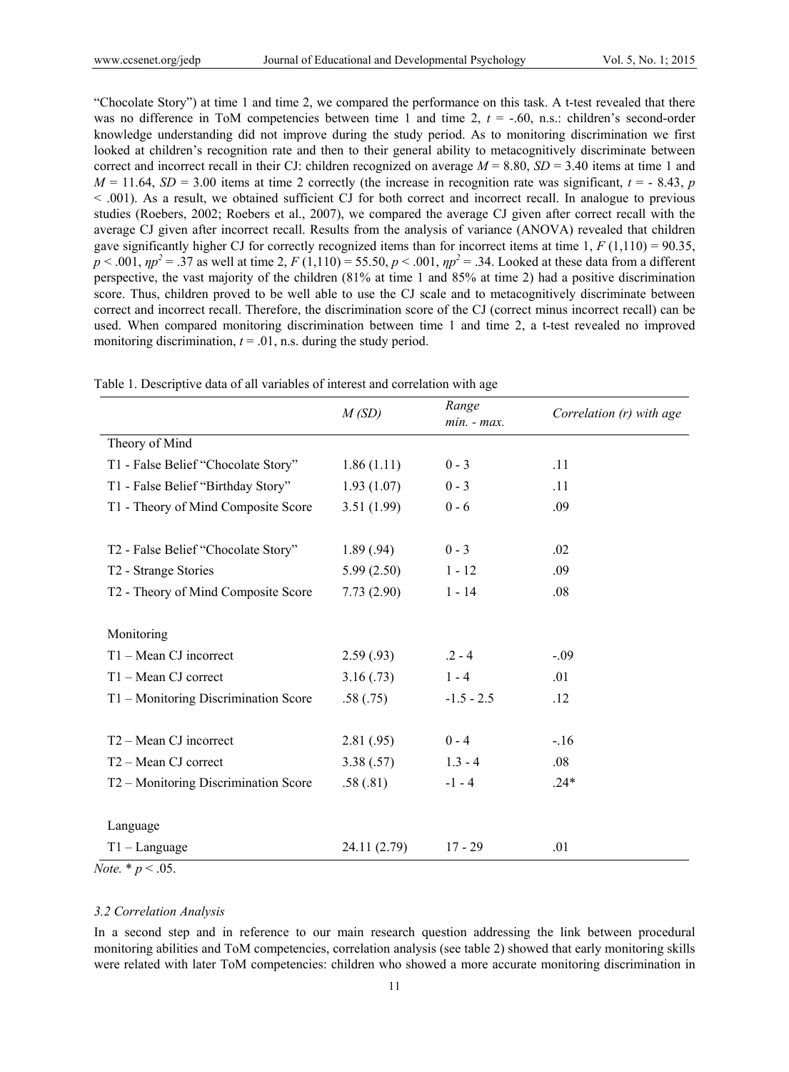"Chocolate Story") at time 1 and time 2, we compared the performance on this task. A t-test revealed that there was no difference in ToM competencies between time 1 and time 2, $t$ = -.60, n.s.: children's second-order knowledge understanding did not improve during the study period. As to monitoring discrimination we first looked at children's recognition rate and then to their general ability to metacognitively discriminate between correct and incorrect recall in their CJ: children recognized on average $M$ = 8.80, $SD$ = 3.40 items at time 1 and $M$ = 11.64, $SD$ = 3.00 items at time 2 correctly (the increase in recognition rate was significant, $t$ = - 8.43, $p$ < .001). As a result, we obtained sufficient CJ for both correct and incorrect recall. In analogue to previous studies (Roebers, 2002; Roebers et al., 2007), we compared the average CJ given after correct recall with the average CJ given after incorrect recall. Results from the analysis of variance (ANOVA) revealed that children gave significantly higher CJ for correctly recognized items than for incorrect items at time 1, $F$ (1,110) = 90.35, $p$ < .001, $\eta p^2$ = .37 as well at time 2, $F$ (1,110) = 55.50, $p$ < .001, $\eta p^2$ = .34. Looked at these data from a different perspective, the vast majority of the children (81% at time 1 and 85% at time 2) had a positive discrimination score. Thus, children proved to be well able to use the CJ scale and to metacognitively discriminate between correct and incorrect recall. Therefore, the discrimination score of the CJ (correct minus incorrect recall) can be used. When compared monitoring discrimination between time 1 and time 2, a t-test revealed no improved monitoring discrimination, $t$ = .01, n.s. during the study period.

Table 1. Descriptive data of all variables of interest and correlation with age

| | *M (SD)* | *Range min. - max.* | *Correlation (r) with age* |
|---|---|---|---|
| Theory of Mind | | | |
| T1 - False Belief "Chocolate Story" | 1.86 (1.11) | 0 - 3 | .11 |
| T1 - False Belief "Birthday Story" | 1.93 (1.07) | 0 - 3 | .11 |
| T1 - Theory of Mind Composite Score | 3.51 (1.99) | 0 - 6 | .09 |
| | | | |
| T2 - False Belief "Chocolate Story" | 1.89 (.94) | 0 - 3 | .02 |
| T2 - Strange Stories | 5.99 (2.50) | 1 - 12 | .09 |
| T2 - Theory of Mind Composite Score | 7.73 (2.90) | 1 - 14 | .08 |
| | | | |
| Monitoring | | | |
| T1 – Mean CJ incorrect | 2.59 (.93) | .2 - 4 | -.09 |
| T1 – Mean CJ correct | 3.16 (.73) | 1 - 4 | .01 |
| T1 – Monitoring Discrimination Score | .58 (.75) | -1.5 - 2.5 | .12 |
| | | | |
| T2 – Mean CJ incorrect | 2.81 (.95) | 0 - 4 | -.16 |
| T2 – Mean CJ correct | 3.38 (.57) | 1.3 - 4 | .08 |
| T2 – Monitoring Discrimination Score | .58 (.81) | -1 - 4 | .24* |
| | | | |
| Language | | | |
| T1 – Language | 24.11 (2.79) | 17 - 29 | .01 |

*Note.* * $p$ < .05.

### 3.2 Correlation Analysis

In a second step and in reference to our main research question addressing the link between procedural monitoring abilities and ToM competencies, correlation analysis (see table 2) showed that early monitoring skills were related with later ToM competencies: children who showed a more accurate monitoring discrimination in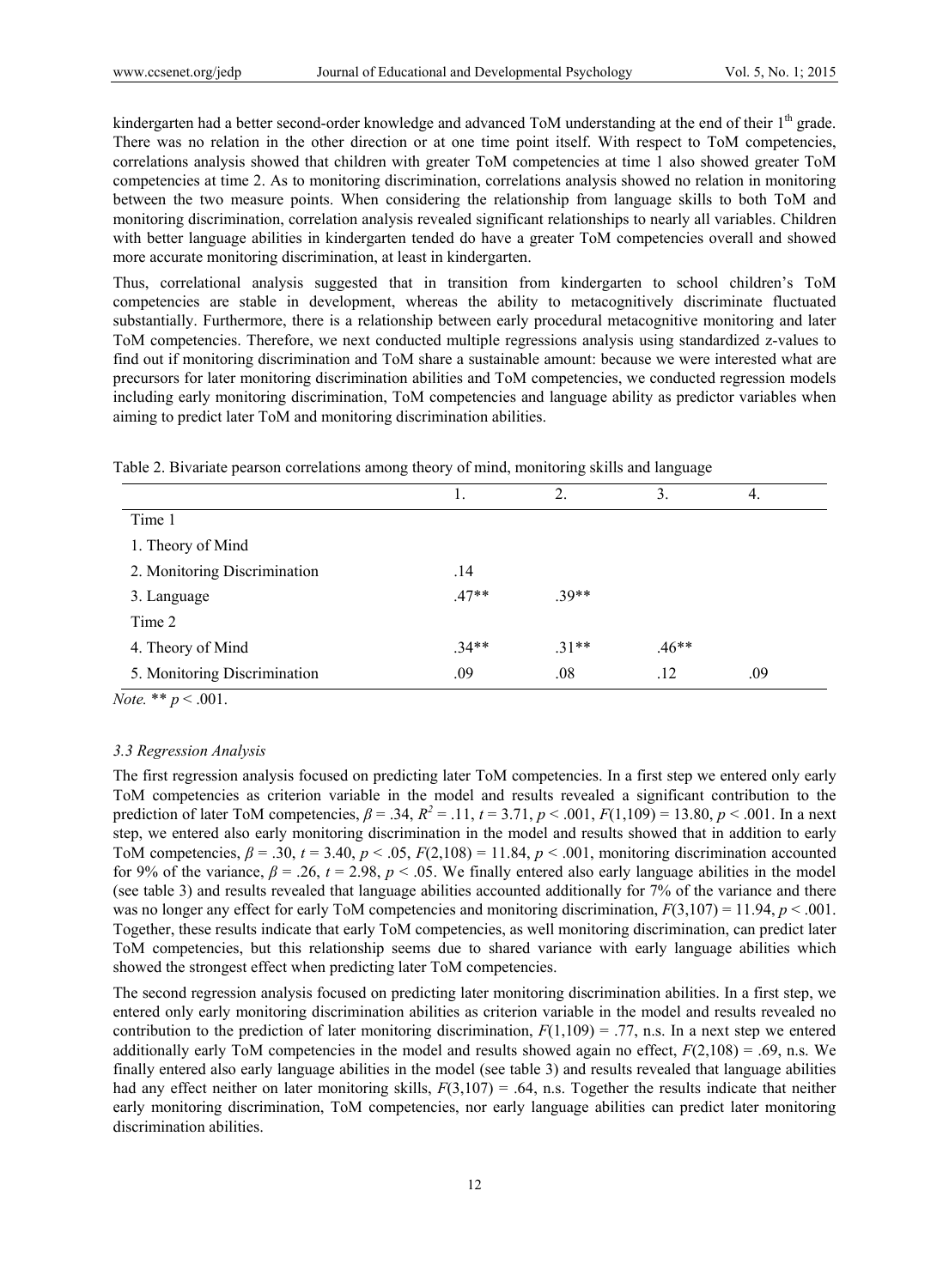kindergarten had a better second-order knowledge and advanced ToM understanding at the end of their 1th grade. There was no relation in the other direction or at one time point itself. With respect to ToM competencies, correlations analysis showed that children with greater ToM competencies at time 1 also showed greater ToM competencies at time 2. As to monitoring discrimination, correlations analysis showed no relation in monitoring between the two measure points. When considering the relationship from language skills to both ToM and monitoring discrimination, correlation analysis revealed significant relationships to nearly all variables. Children with better language abilities in kindergarten tended do have a greater ToM competencies overall and showed more accurate monitoring discrimination, at least in kindergarten.

Thus, correlational analysis suggested that in transition from kindergarten to school children's ToM competencies are stable in development, whereas the ability to metacognitively discriminate fluctuated substantially. Furthermore, there is a relationship between early procedural metacognitive monitoring and later ToM competencies. Therefore, we next conducted multiple regressions analysis using standardized z-values to find out if monitoring discrimination and ToM share a sustainable amount: because we were interested what are precursors for later monitoring discrimination abilities and ToM competencies, we conducted regression models including early monitoring discrimination, ToM competencies and language ability as predictor variables when aiming to predict later ToM and monitoring discrimination abilities.

Table 2. Bivariate pearson correlations among theory of mind, monitoring skills and language

| | 1. | 2. | 3. | 4. |
|---|---|---|---|---|
| Time 1 | | | | |
| 1. Theory of Mind | | | | |
| 2. Monitoring Discrimination | .14 | | | |
| 3. Language | .47** | .39** | | |
| Time 2 | | | | |
| 4. Theory of Mind | .34** | .31** | .46** | |
| 5. Monitoring Discrimination | .09 | .08 | .12 | .09 |

*Note.* ** $p < .001$.

### 3.3 Regression Analysis

The first regression analysis focused on predicting later ToM competencies. In a first step we entered only early ToM competencies as criterion variable in the model and results revealed a significant contribution to the prediction of later ToM competencies, $\beta = .34$, $R^2 = .11$, $t = 3.71$, $p < .001$, $F(1,109) = 13.80$, $p < .001$. In a next step, we entered also early monitoring discrimination in the model and results showed that in addition to early ToM competencies, $\beta = .30$, $t = 3.40$, $p < .05$, $F(2,108) = 11.84$, $p < .001$, monitoring discrimination accounted for 9% of the variance, $\beta = .26$, $t = 2.98$, $p < .05$. We finally entered also early language abilities in the model (see table 3) and results revealed that language abilities accounted additionally for 7% of the variance and there was no longer any effect for early ToM competencies and monitoring discrimination, $F(3,107) = 11.94$, $p < .001$. Together, these results indicate that early ToM competencies, as well monitoring discrimination, can predict later ToM competencies, but this relationship seems due to shared variance with early language abilities which showed the strongest effect when predicting later ToM competencies.

The second regression analysis focused on predicting later monitoring discrimination abilities. In a first step, we entered only early monitoring discrimination abilities as criterion variable in the model and results revealed no contribution to the prediction of later monitoring discrimination, $F(1,109) = .77$, n.s. In a next step we entered additionally early ToM competencies in the model and results showed again no effect, $F(2,108) = .69$, n.s. We finally entered also early language abilities in the model (see table 3) and results revealed that language abilities had any effect neither on later monitoring skills, $F(3,107) = .64$, n.s. Together the results indicate that neither early monitoring discrimination, ToM competencies, nor early language abilities can predict later monitoring discrimination abilities.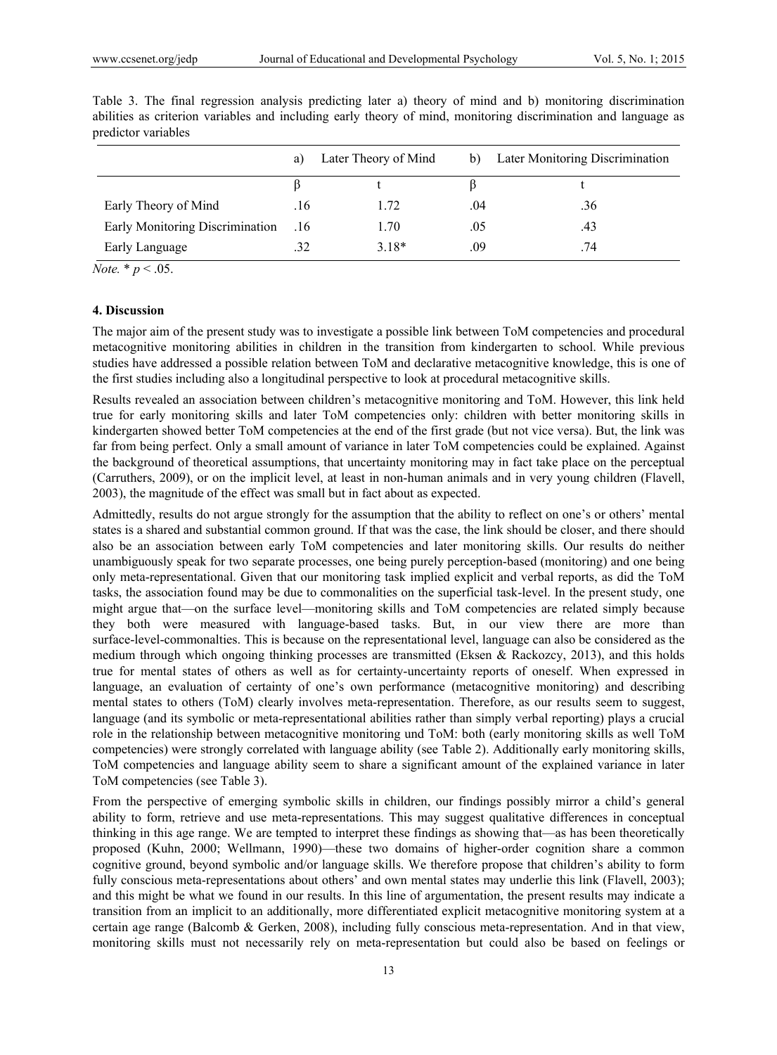Table 3. The final regression analysis predicting later a) theory of mind and b) monitoring discrimination abilities as criterion variables and including early theory of mind, monitoring discrimination and language as predictor variables

| | a) Later Theory of Mind | | b) Later Monitoring Discrimination | |
|---|---|---|---|---|
| | β | t | β | t |
| Early Theory of Mind | .16 | 1.72 | .04 | .36 |
| Early Monitoring Discrimination | .16 | 1.70 | .05 | .43 |
| Early Language | .32 | 3.18* | .09 | .74 |

*Note.* * $p < .05$.

#### 4. Discussion

The major aim of the present study was to investigate a possible link between ToM competencies and procedural metacognitive monitoring abilities in children in the transition from kindergarten to school. While previous studies have addressed a possible relation between ToM and declarative metacognitive knowledge, this is one of the first studies including also a longitudinal perspective to look at procedural metacognitive skills.

Results revealed an association between children's metacognitive monitoring and ToM. However, this link held true for early monitoring skills and later ToM competencies only: children with better monitoring skills in kindergarten showed better ToM competencies at the end of the first grade (but not vice versa). But, the link was far from being perfect. Only a small amount of variance in later ToM competencies could be explained. Against the background of theoretical assumptions, that uncertainty monitoring may in fact take place on the perceptual (Carruthers, 2009), or on the implicit level, at least in non-human animals and in very young children (Flavell, 2003), the magnitude of the effect was small but in fact about as expected.

Admittedly, results do not argue strongly for the assumption that the ability to reflect on one's or others' mental states is a shared and substantial common ground. If that was the case, the link should be closer, and there should also be an association between early ToM competencies and later monitoring skills. Our results do neither unambiguously speak for two separate processes, one being purely perception-based (monitoring) and one being only meta-representational. Given that our monitoring task implied explicit and verbal reports, as did the ToM tasks, the association found may be due to commonalities on the superficial task-level. In the present study, one might argue that—on the surface level—monitoring skills and ToM competencies are related simply because they both were measured with language-based tasks. But, in our view there are more than surface-level-commonalties. This is because on the representational level, language can also be considered as the medium through which ongoing thinking processes are transmitted (Eksen & Rackozcy, 2013), and this holds true for mental states of others as well as for certainty-uncertainty reports of oneself. When expressed in language, an evaluation of certainty of one's own performance (metacognitive monitoring) and describing mental states to others (ToM) clearly involves meta-representation. Therefore, as our results seem to suggest, language (and its symbolic or meta-representational abilities rather than simply verbal reporting) plays a crucial role in the relationship between metacognitive monitoring und ToM: both (early monitoring skills as well ToM competencies) were strongly correlated with language ability (see Table 2). Additionally early monitoring skills, ToM competencies and language ability seem to share a significant amount of the explained variance in later ToM competencies (see Table 3).

From the perspective of emerging symbolic skills in children, our findings possibly mirror a child's general ability to form, retrieve and use meta-representations. This may suggest qualitative differences in conceptual thinking in this age range. We are tempted to interpret these findings as showing that—as has been theoretically proposed (Kuhn, 2000; Wellmann, 1990)—these two domains of higher-order cognition share a common cognitive ground, beyond symbolic and/or language skills. We therefore propose that children's ability to form fully conscious meta-representations about others' and own mental states may underlie this link (Flavell, 2003); and this might be what we found in our results. In this line of argumentation, the present results may indicate a transition from an implicit to an additionally, more differentiated explicit metacognitive monitoring system at a certain age range (Balcomb & Gerken, 2008), including fully conscious meta-representation. And in that view, monitoring skills must not necessarily rely on meta-representation but could also be based on feelings or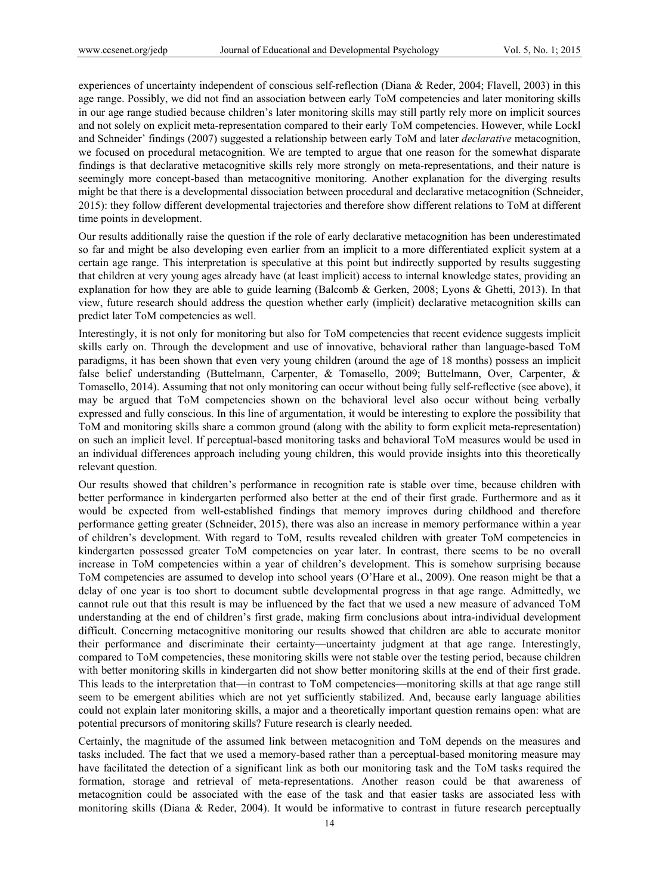experiences of uncertainty independent of conscious self-reflection (Diana & Reder, 2004; Flavell, 2003) in this age range. Possibly, we did not find an association between early ToM competencies and later monitoring skills in our age range studied because children's later monitoring skills may still partly rely more on implicit sources and not solely on explicit meta-representation compared to their early ToM competencies. However, while Lockl and Schneider' findings (2007) suggested a relationship between early ToM and later *declarative* metacognition, we focused on procedural metacognition. We are tempted to argue that one reason for the somewhat disparate findings is that declarative metacognitive skills rely more strongly on meta-representations, and their nature is seemingly more concept-based than metacognitive monitoring. Another explanation for the diverging results might be that there is a developmental dissociation between procedural and declarative metacognition (Schneider, 2015): they follow different developmental trajectories and therefore show different relations to ToM at different time points in development.

Our results additionally raise the question if the role of early declarative metacognition has been underestimated so far and might be also developing even earlier from an implicit to a more differentiated explicit system at a certain age range. This interpretation is speculative at this point but indirectly supported by results suggesting that children at very young ages already have (at least implicit) access to internal knowledge states, providing an explanation for how they are able to guide learning (Balcomb & Gerken, 2008; Lyons & Ghetti, 2013). In that view, future research should address the question whether early (implicit) declarative metacognition skills can predict later ToM competencies as well.

Interestingly, it is not only for monitoring but also for ToM competencies that recent evidence suggests implicit skills early on. Through the development and use of innovative, behavioral rather than language-based ToM paradigms, it has been shown that even very young children (around the age of 18 months) possess an implicit false belief understanding (Buttelmann, Carpenter, & Tomasello, 2009; Buttelmann, Over, Carpenter, & Tomasello, 2014). Assuming that not only monitoring can occur without being fully self-reflective (see above), it may be argued that ToM competencies shown on the behavioral level also occur without being verbally expressed and fully conscious. In this line of argumentation, it would be interesting to explore the possibility that ToM and monitoring skills share a common ground (along with the ability to form explicit meta-representation) on such an implicit level. If perceptual-based monitoring tasks and behavioral ToM measures would be used in an individual differences approach including young children, this would provide insights into this theoretically relevant question.

Our results showed that children's performance in recognition rate is stable over time, because children with better performance in kindergarten performed also better at the end of their first grade. Furthermore and as it would be expected from well-established findings that memory improves during childhood and therefore performance getting greater (Schneider, 2015), there was also an increase in memory performance within a year of children's development. With regard to ToM, results revealed children with greater ToM competencies in kindergarten possessed greater ToM competencies on year later. In contrast, there seems to be no overall increase in ToM competencies within a year of children's development. This is somehow surprising because ToM competencies are assumed to develop into school years (O'Hare et al., 2009). One reason might be that a delay of one year is too short to document subtle developmental progress in that age range. Admittedly, we cannot rule out that this result is may be influenced by the fact that we used a new measure of advanced ToM understanding at the end of children's first grade, making firm conclusions about intra-individual development difficult. Concerning metacognitive monitoring our results showed that children are able to accurate monitor their performance and discriminate their certainty—uncertainty judgment at that age range. Interestingly, compared to ToM competencies, these monitoring skills were not stable over the testing period, because children with better monitoring skills in kindergarten did not show better monitoring skills at the end of their first grade. This leads to the interpretation that—in contrast to ToM competencies—monitoring skills at that age range still seem to be emergent abilities which are not yet sufficiently stabilized. And, because early language abilities could not explain later monitoring skills, a major and a theoretically important question remains open: what are potential precursors of monitoring skills? Future research is clearly needed.

Certainly, the magnitude of the assumed link between metacognition and ToM depends on the measures and tasks included. The fact that we used a memory-based rather than a perceptual-based monitoring measure may have facilitated the detection of a significant link as both our monitoring task and the ToM tasks required the formation, storage and retrieval of meta-representations. Another reason could be that awareness of metacognition could be associated with the ease of the task and that easier tasks are associated less with monitoring skills (Diana & Reder, 2004). It would be informative to contrast in future research perceptually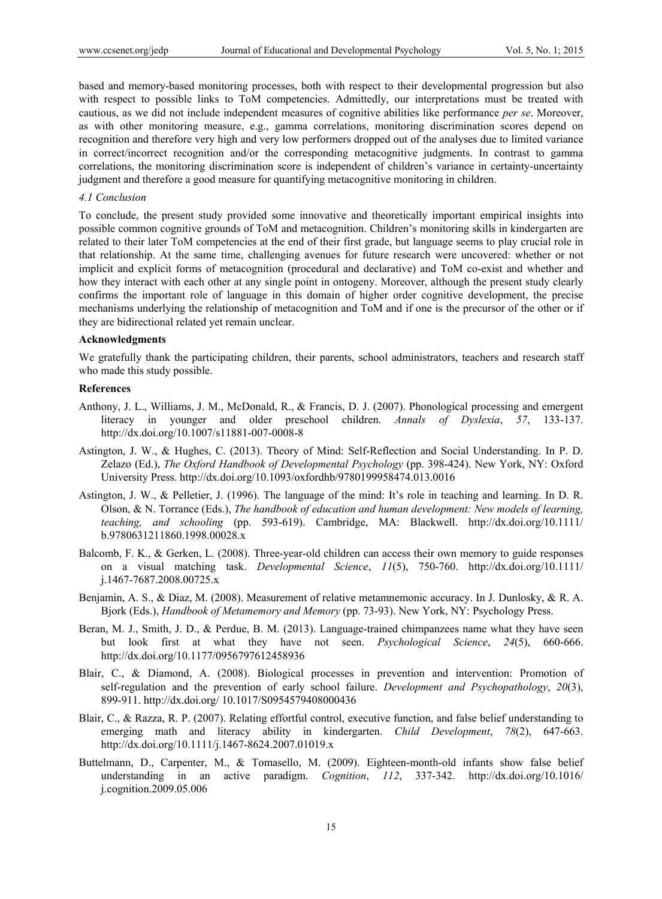based and memory-based monitoring processes, both with respect to their developmental progression but also with respect to possible links to ToM competencies. Admittedly, our interpretations must be treated with cautious, as we did not include independent measures of cognitive abilities like performance *per se*. Moreover, as with other monitoring measure, e.g., gamma correlations, monitoring discrimination scores depend on recognition and therefore very high and very low performers dropped out of the analyses due to limited variance in correct/incorrect recognition and/or the corresponding metacognitive judgments. In contrast to gamma correlations, the monitoring discrimination score is independent of children's variance in certainty-uncertainty judgment and therefore a good measure for quantifying metacognitive monitoring in children.

### *4.1 Conclusion*

To conclude, the present study provided some innovative and theoretically important empirical insights into possible common cognitive grounds of ToM and metacognition. Children's monitoring skills in kindergarten are related to their later ToM competencies at the end of their first grade, but language seems to play crucial role in that relationship. At the same time, challenging avenues for future research were uncovered: whether or not implicit and explicit forms of metacognition (procedural and declarative) and ToM co-exist and whether and how they interact with each other at any single point in ontogeny. Moreover, although the present study clearly confirms the important role of language in this domain of higher order cognitive development, the precise mechanisms underlying the relationship of metacognition and ToM and if one is the precursor of the other or if they are bidirectional related yet remain unclear.

**Acknowledgments**

We gratefully thank the participating children, their parents, school administrators, teachers and research staff who made this study possible.

**References**

Anthony, J. L., Williams, J. M., McDonald, R., & Francis, D. J. (2007). Phonological processing and emergent literacy in younger and older preschool children. *Annals of Dyslexia*, *57*, 133-137. http://dx.doi.org/10.1007/s11881-007-0008-8

Astington, J. W., & Hughes, C. (2013). Theory of Mind: Self-Reflection and Social Understanding. In P. D. Zelazo (Ed.), *The Oxford Handbook of Developmental Psychology* (pp. 398-424). New York, NY: Oxford University Press. http://dx.doi.org/10.1093/oxfordhb/9780199958474.013.0016

Astington, J. W., & Pelletier, J. (1996). The language of the mind: It's role in teaching and learning. In D. R. Olson, & N. Torrance (Eds.), *The handbook of education and human development: New models of learning, teaching, and schooling* (pp. 593-619). Cambridge, MA: Blackwell. http://dx.doi.org/10.1111/b.9780631211860.1998.00028.x

Balcomb, F. K., & Gerken, L. (2008). Three-year-old children can access their own memory to guide responses on a visual matching task. *Developmental Science*, *11*(5), 750-760. http://dx.doi.org/10.1111/j.1467-7687.2008.00725.x

Benjamin, A. S., & Diaz, M. (2008). Measurement of relative metamnemonic accuracy. In J. Dunlosky, & R. A. Bjork (Eds.), *Handbook of Metamemory and Memory* (pp. 73-93). New York, NY: Psychology Press.

Beran, M. J., Smith, J. D., & Perdue, B. M. (2013). Language-trained chimpanzees name what they have seen but look first at what they have not seen. *Psychological Science*, *24*(5), 660-666. http://dx.doi.org/10.1177/0956797612458936

Blair, C., & Diamond, A. (2008). Biological processes in prevention and intervention: Promotion of self-regulation and the prevention of early school failure. *Development and Psychopathology*, *20*(3), 899-911. http://dx.doi.org/ 10.1017/S0954579408000436

Blair, C., & Razza, R. P. (2007). Relating effortful control, executive function, and false belief understanding to emerging math and literacy ability in kindergarten. *Child Development*, *78*(2), 647-663. http://dx.doi.org/10.1111/j.1467-8624.2007.01019.x

Buttelmann, D., Carpenter, M., & Tomasello, M. (2009). Eighteen-month-old infants show false belief understanding in an active paradigm. *Cognition*, *112*, 337-342. http://dx.doi.org/10.1016/j.cognition.2009.05.006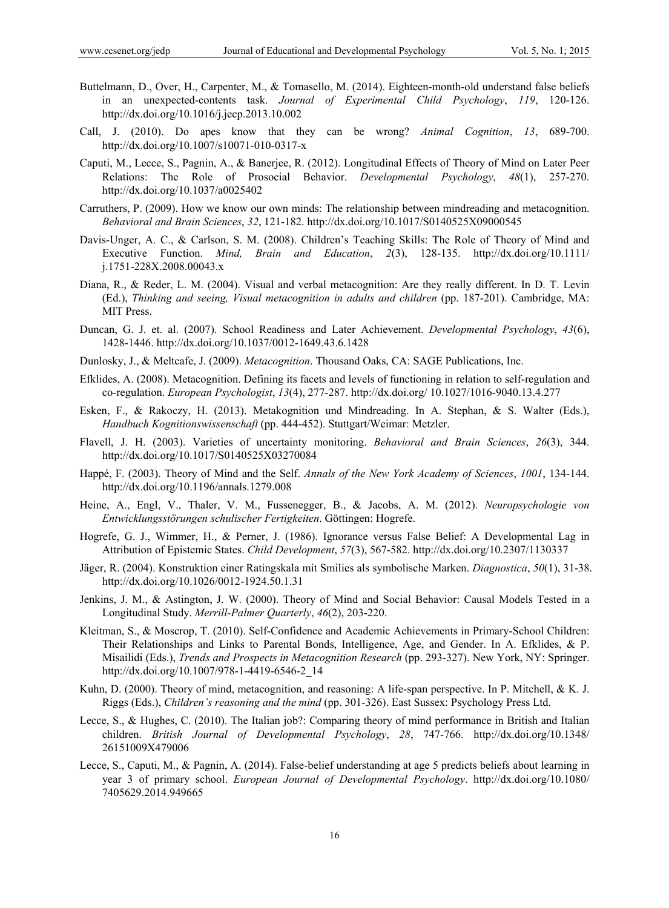Buttelmann, D., Over, H., Carpenter, M., & Tomasello, M. (2014). Eighteen-month-old understand false beliefs in an unexpected-contents task. *Journal of Experimental Child Psychology*, *119*, 120-126. http://dx.doi.org/10.1016/j.jecp.2013.10.002

Call, J. (2010). Do apes know that they can be wrong? *Animal Cognition*, *13*, 689-700. http://dx.doi.org/10.1007/s10071-010-0317-x

Caputi, M., Lecce, S., Pagnin, A., & Banerjee, R. (2012). Longitudinal Effects of Theory of Mind on Later Peer Relations: The Role of Prosocial Behavior. *Developmental Psychology*, *48*(1), 257-270. http://dx.doi.org/10.1037/a0025402

Carruthers, P. (2009). How we know our own minds: The relationship between mindreading and metacognition. *Behavioral and Brain Sciences*, *32*, 121-182. http://dx.doi.org/10.1017/S0140525X09000545

Davis-Unger, A. C., & Carlson, S. M. (2008). Children's Teaching Skills: The Role of Theory of Mind and Executive Function. *Mind, Brain and Education*, *2*(3), 128-135. http://dx.doi.org/10.1111/j.1751-228X.2008.00043.x

Diana, R., & Reder, L. M. (2004). Visual and verbal metacognition: Are they really different. In D. T. Levin (Ed.), *Thinking and seeing, Visual metacognition in adults and children* (pp. 187-201). Cambridge, MA: MIT Press.

Duncan, G. J. et. al. (2007). School Readiness and Later Achievement. *Developmental Psychology*, *43*(6), 1428-1446. http://dx.doi.org/10.1037/0012-1649.43.6.1428

Dunlosky, J., & Meltcafe, J. (2009). *Metacognition*. Thousand Oaks, CA: SAGE Publications, Inc.

Efklides, A. (2008). Metacognition. Defining its facets and levels of functioning in relation to self-regulation and co-regulation. *European Psychologist*, *13*(4), 277-287. http://dx.doi.org/ 10.1027/1016-9040.13.4.277

Esken, F., & Rakoczy, H. (2013). Metakognition und Mindreading. In A. Stephan, & S. Walter (Eds.), *Handbuch Kognitionswissenschaft* (pp. 444-452). Stuttgart/Weimar: Metzler.

Flavell, J. H. (2003). Varieties of uncertainty monitoring. *Behavioral and Brain Sciences*, *26*(3), 344. http://dx.doi.org/10.1017/S0140525X03270084

Happé, F. (2003). Theory of Mind and the Self. *Annals of the New York Academy of Sciences*, *1001*, 134-144. http://dx.doi.org/10.1196/annals.1279.008

Heine, A., Engl, V., Thaler, V. M., Fussenegger, B., & Jacobs, A. M. (2012). *Neuropsychologie von Entwicklungsstörungen schulischer Fertigkeiten*. Göttingen: Hogrefe.

Hogrefe, G. J., Wimmer, H., & Perner, J. (1986). Ignorance versus False Belief: A Developmental Lag in Attribution of Epistemic States. *Child Development*, *57*(3), 567-582. http://dx.doi.org/10.2307/1130337

Jäger, R. (2004). Konstruktion einer Ratingskala mit Smilies als symbolische Marken. *Diagnostica*, *50*(1), 31-38. http://dx.doi.org/10.1026/0012-1924.50.1.31

Jenkins, J. M., & Astington, J. W. (2000). Theory of Mind and Social Behavior: Causal Models Tested in a Longitudinal Study. *Merrill-Palmer Quarterly*, *46*(2), 203-220.

Kleitman, S., & Moscrop, T. (2010). Self-Confidence and Academic Achievements in Primary-School Children: Their Relationships and Links to Parental Bonds, Intelligence, Age, and Gender. In A. Efklides, & P. Misailidi (Eds.), *Trends and Prospects in Metacognition Research* (pp. 293-327). New York, NY: Springer. http://dx.doi.org/10.1007/978-1-4419-6546-2_14

Kuhn, D. (2000). Theory of mind, metacognition, and reasoning: A life-span perspective. In P. Mitchell, & K. J. Riggs (Eds.), *Children's reasoning and the mind* (pp. 301-326). East Sussex: Psychology Press Ltd.

Lecce, S., & Hughes, C. (2010). The Italian job?: Comparing theory of mind performance in British and Italian children. *British Journal of Developmental Psychology*, *28*, 747-766. http://dx.doi.org/10.1348/26151009X479006

Lecce, S., Caputi, M., & Pagnin, A. (2014). False-belief understanding at age 5 predicts beliefs about learning in year 3 of primary school. *European Journal of Developmental Psychology*. http://dx.doi.org/10.1080/7405629.2014.949665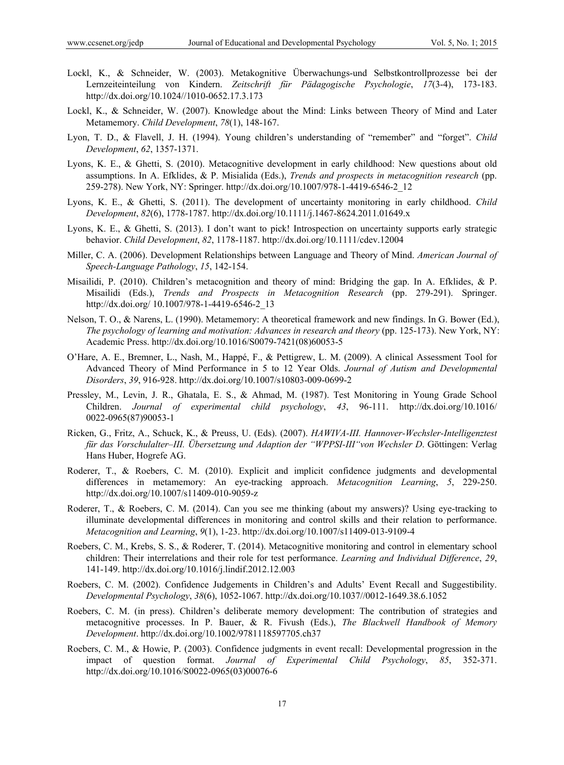Lockl, K., & Schneider, W. (2003). Metakognitive Überwachungs-und Selbstkontrollprozesse bei der Lernzeiteinteilung von Kindern. *Zeitschrift für Pädagogische Psychologie*, *17*(3-4), 173-183. http://dx.doi.org/10.1024//1010-0652.17.3.173

Lockl, K., & Schneider, W. (2007). Knowledge about the Mind: Links between Theory of Mind and Later Metamemory. *Child Development*, *78*(1), 148-167.

Lyon, T. D., & Flavell, J. H. (1994). Young children's understanding of "remember" and "forget". *Child Development*, *62*, 1357-1371.

Lyons, K. E., & Ghetti, S. (2010). Metacognitive development in early childhood: New questions about old assumptions. In A. Efklides, & P. Misialida (Eds.), *Trends and prospects in metacognition research* (pp. 259-278). New York, NY: Springer. http://dx.doi.org/10.1007/978-1-4419-6546-2_12

Lyons, K. E., & Ghetti, S. (2011). The development of uncertainty monitoring in early childhood. *Child Development*, *82*(6), 1778-1787. http://dx.doi.org/10.1111/j.1467-8624.2011.01649.x

Lyons, K. E., & Ghetti, S. (2013). I don't want to pick! Introspection on uncertainty supports early strategic behavior. *Child Development*, *82*, 1178-1187. http://dx.doi.org/10.1111/cdev.12004

Miller, C. A. (2006). Development Relationships between Language and Theory of Mind. *American Journal of Speech-Language Pathology*, *15*, 142-154.

Misailidi, P. (2010). Children's metacognition and theory of mind: Bridging the gap. In A. Efklides, & P. Misailidi (Eds.), *Trends and Prospects in Metacognition Research* (pp. 279-291). Springer. http://dx.doi.org/ 10.1007/978-1-4419-6546-2_13

Nelson, T. O., & Narens, L. (1990). Metamemory: A theoretical framework and new findings. In G. Bower (Ed.), *The psychology of learning and motivation: Advances in research and theory* (pp. 125-173). New York, NY: Academic Press. http://dx.doi.org/10.1016/S0079-7421(08)60053-5

O'Hare, A. E., Bremner, L., Nash, M., Happé, F., & Pettigrew, L. M. (2009). A clinical Assessment Tool for Advanced Theory of Mind Performance in 5 to 12 Year Olds. *Journal of Autism and Developmental Disorders*, *39*, 916-928. http://dx.doi.org/10.1007/s10803-009-0699-2

Pressley, M., Levin, J. R., Ghatala, E. S., & Ahmad, M. (1987). Test Monitoring in Young Grade School Children. *Journal of experimental child psychology*, *43*, 96-111. http://dx.doi.org/10.1016/ 0022-0965(87)90053-1

Ricken, G., Fritz, A., Schuck, K., & Preuss, U. (Eds). (2007). *HAWIVA-III. Hannover-Wechsler-Intelligenztest für das Vorschulalter–III. Übersetzung und Adaption der "WPPSI-III"von Wechsler D*. Göttingen: Verlag Hans Huber, Hogrefe AG.

Roderer, T., & Roebers, C. M. (2010). Explicit and implicit confidence judgments and developmental differences in metamemory: An eye-tracking approach. *Metacognition Learning*, *5*, 229-250. http://dx.doi.org/10.1007/s11409-010-9059-z

Roderer, T., & Roebers, C. M. (2014). Can you see me thinking (about my answers)? Using eye-tracking to illuminate developmental differences in monitoring and control skills and their relation to performance. *Metacognition and Learning*, *9*(1), 1-23. http://dx.doi.org/10.1007/s11409-013-9109-4

Roebers, C. M., Krebs, S. S., & Roderer, T. (2014). Metacognitive monitoring and control in elementary school children: Their interrelations and their role for test performance. *Learning and Individual Difference*, *29*, 141-149. http://dx.doi.org/10.1016/j.lindif.2012.12.003

Roebers, C. M. (2002). Confidence Judgements in Children's and Adults' Event Recall and Suggestibility. *Developmental Psychology*, *38*(6), 1052-1067. http://dx.doi.org/10.1037//0012-1649.38.6.1052

Roebers, C. M. (in press). Children's deliberate memory development: The contribution of strategies and metacognitive processes. In P. Bauer, & R. Fivush (Eds.), *The Blackwell Handbook of Memory Development*. http://dx.doi.org/10.1002/9781118597705.ch37

Roebers, C. M., & Howie, P. (2003). Confidence judgments in event recall: Developmental progression in the impact of question format. *Journal of Experimental Child Psychology*, *85*, 352-371. http://dx.doi.org/10.1016/S0022-0965(03)00076-6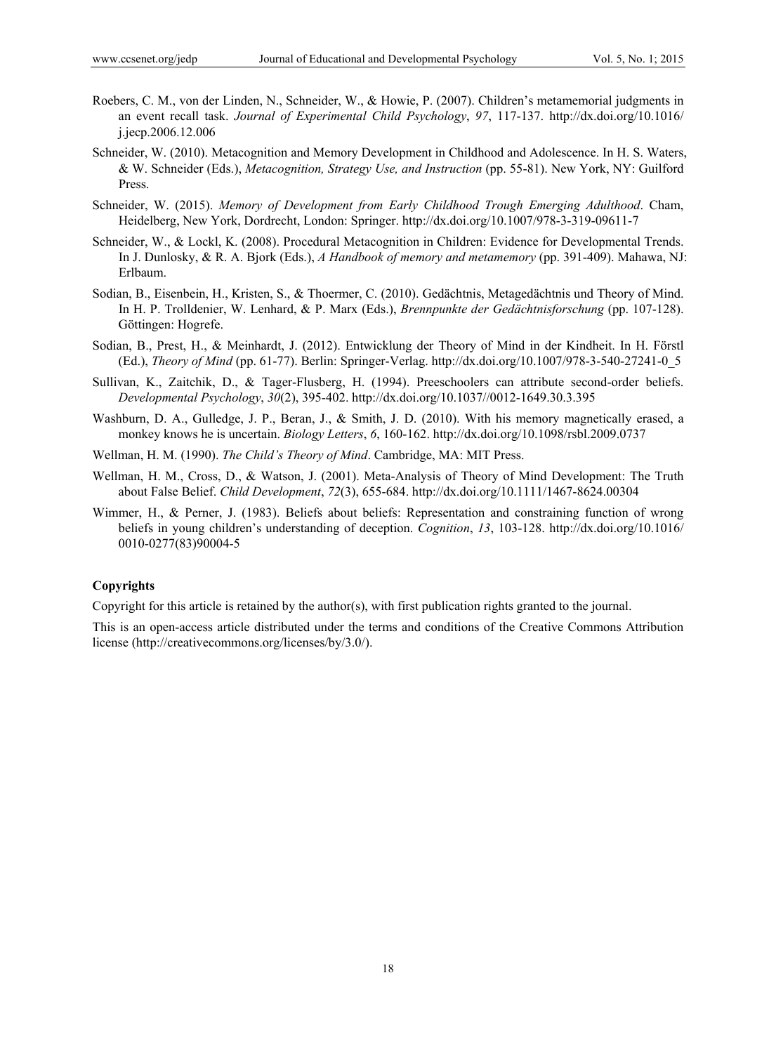Roebers, C. M., von der Linden, N., Schneider, W., & Howie, P. (2007). Children's metamemorial judgments in an event recall task. *Journal of Experimental Child Psychology*, *97*, 117-137. http://dx.doi.org/10.1016/j.jecp.2006.12.006

Schneider, W. (2010). Metacognition and Memory Development in Childhood and Adolescence. In H. S. Waters, & W. Schneider (Eds.), *Metacognition, Strategy Use, and Instruction* (pp. 55-81). New York, NY: Guilford Press.

Schneider, W. (2015). *Memory of Development from Early Childhood Trough Emerging Adulthood*. Cham, Heidelberg, New York, Dordrecht, London: Springer. http://dx.doi.org/10.1007/978-3-319-09611-7

Schneider, W., & Lockl, K. (2008). Procedural Metacognition in Children: Evidence for Developmental Trends. In J. Dunlosky, & R. A. Bjork (Eds.), *A Handbook of memory and metamemory* (pp. 391-409). Mahawa, NJ: Erlbaum.

Sodian, B., Eisenbein, H., Kristen, S., & Thoermer, C. (2010). Gedächtnis, Metagedächtnis und Theory of Mind. In H. P. Trolldenier, W. Lenhard, & P. Marx (Eds.), *Brennpunkte der Gedächtnisforschung* (pp. 107-128). Göttingen: Hogrefe.

Sodian, B., Prest, H., & Meinhardt, J. (2012). Entwicklung der Theory of Mind in der Kindheit. In H. Förstl (Ed.), *Theory of Mind* (pp. 61-77). Berlin: Springer-Verlag. http://dx.doi.org/10.1007/978-3-540-27241-0_5

Sullivan, K., Zaitchik, D., & Tager-Flusberg, H. (1994). Preeschoolers can attribute second-order beliefs. *Developmental Psychology*, *30*(2), 395-402. http://dx.doi.org/10.1037//0012-1649.30.3.395

Washburn, D. A., Gulledge, J. P., Beran, J., & Smith, J. D. (2010). With his memory magnetically erased, a monkey knows he is uncertain. *Biology Letters*, *6*, 160-162. http://dx.doi.org/10.1098/rsbl.2009.0737

Wellman, H. M. (1990). *The Child's Theory of Mind*. Cambridge, MA: MIT Press.

Wellman, H. M., Cross, D., & Watson, J. (2001). Meta-Analysis of Theory of Mind Development: The Truth about False Belief. *Child Development*, *72*(3), 655-684. http://dx.doi.org/10.1111/1467-8624.00304

Wimmer, H., & Perner, J. (1983). Beliefs about beliefs: Representation and constraining function of wrong beliefs in young children's understanding of deception. *Cognition*, *13*, 103-128. http://dx.doi.org/10.1016/0010-0277(83)90004-5

**Copyrights**

Copyright for this article is retained by the author(s), with first publication rights granted to the journal.

This is an open-access article distributed under the terms and conditions of the Creative Commons Attribution license (http://creativecommons.org/licenses/by/3.0/).